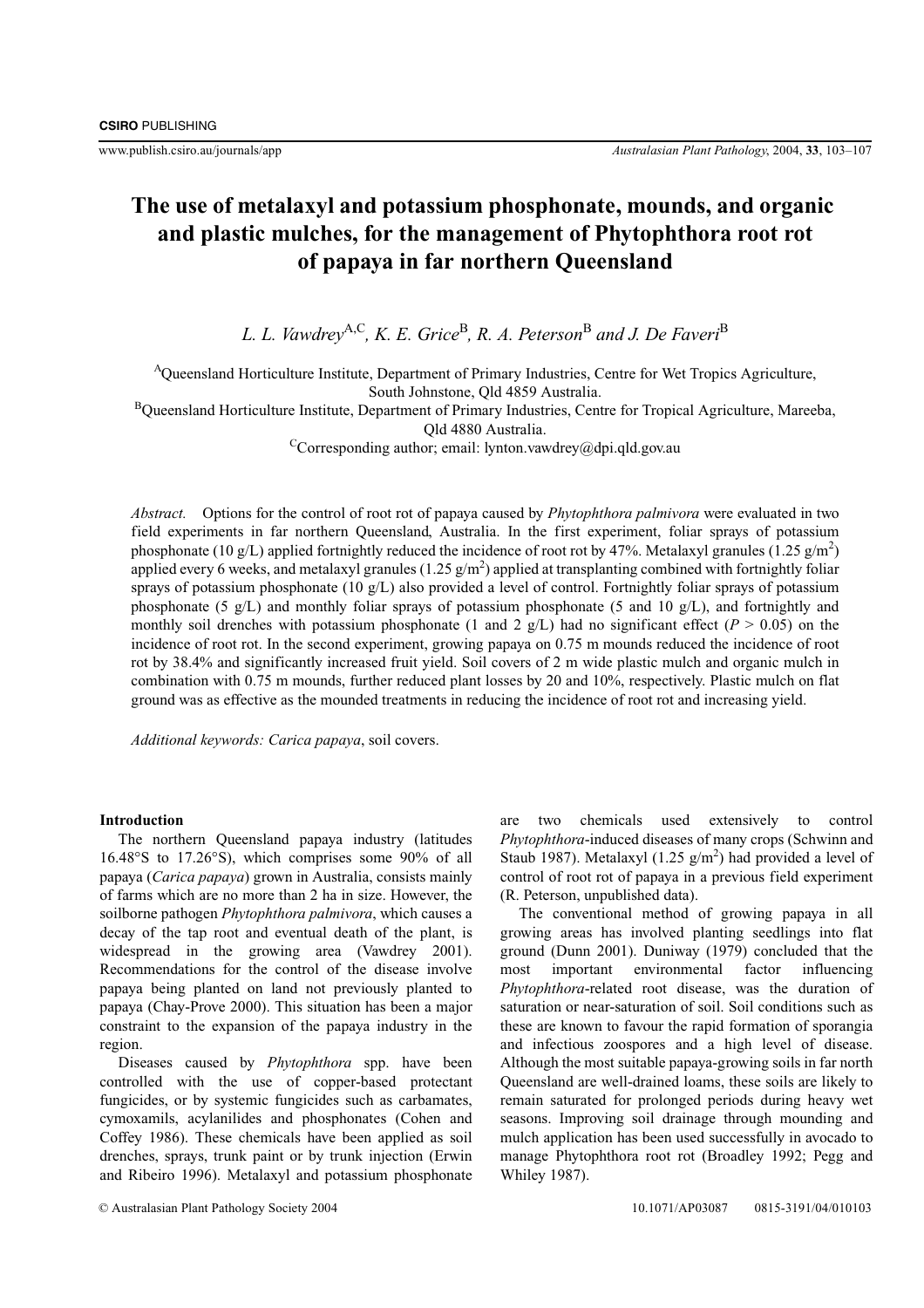# The use of metalaxyl and potassium phosphonate, mounds, and organic and plastic mulches, for the management of Phytophthora root rot of papaya in far northern Queensland

*L. L. Vawdrey*[A,C], *K. E. Grice*[B], *R. A. Peterson*[B] *and J. De Faveri*[B]

[A]Queensland Horticulture Institute, Department of Primary Industries, Centre for Wet Tropics Agriculture, South Johnstone, Qld 4859 Australia.

[B]Queensland Horticulture Institute, Department of Primary Industries, Centre for Tropical Agriculture, Mareeba, Qld 4880 Australia.

[C]Corresponding author; email: lynton.vawdrey@dpi.qld.gov.au

*Abstract.* Options for the control of root rot of papaya caused by *Phytophthora palmivora* were evaluated in two field experiments in far northern Queensland, Australia. In the first experiment, foliar sprays of potassium phosphonate (10 g/L) applied fortnightly reduced the incidence of root rot by 47%. Metalaxyl granules (1.25 g/m$^2$) applied every 6 weeks, and metalaxyl granules (1.25 g/m$^2$) applied at transplanting combined with fortnightly foliar sprays of potassium phosphonate (10 g/L) also provided a level of control. Fortnightly foliar sprays of potassium phosphonate (5 g/L) and monthly foliar sprays of potassium phosphonate (5 and 10 g/L), and fortnightly and monthly soil drenches with potassium phosphonate (1 and 2 g/L) had no significant effect ($P > 0.05$) on the incidence of root rot. In the second experiment, growing papaya on 0.75 m mounds reduced the incidence of root rot by 38.4% and significantly increased fruit yield. Soil covers of 2 m wide plastic mulch and organic mulch in combination with 0.75 m mounds, further reduced plant losses by 20 and 10%, respectively. Plastic mulch on flat ground was as effective as the mounded treatments in reducing the incidence of root rot and increasing yield.

*Additional keywords: Carica papaya*, soil covers.

## Introduction

The northern Queensland papaya industry (latitudes 16.48°S to 17.26°S), which comprises some 90% of all papaya (*Carica papaya*) grown in Australia, consists mainly of farms which are no more than 2 ha in size. However, the soilborne pathogen *Phytophthora palmivora*, which causes a decay of the tap root and eventual death of the plant, is widespread in the growing area (Vawdrey 2001). Recommendations for the control of the disease involve papaya being planted on land not previously planted to papaya (Chay-Prove 2000). This situation has been a major constraint to the expansion of the papaya industry in the region.

Diseases caused by *Phytophthora* spp. have been controlled with the use of copper-based protectant fungicides, or by systemic fungicides such as carbamates, cymoxamils, acylanilides and phosphonates (Cohen and Coffey 1986). These chemicals have been applied as soil drenches, sprays, trunk paint or by trunk injection (Erwin and Ribeiro 1996). Metalaxyl and potassium phosphonate are two chemicals used extensively to control *Phytophthora*-induced diseases of many crops (Schwinn and Staub 1987). Metalaxyl (1.25 g/m$^2$) had provided a level of control of root rot of papaya in a previous field experiment (R. Peterson, unpublished data).

The conventional method of growing papaya in all growing areas has involved planting seedlings into flat ground (Dunn 2001). Duniway (1979) concluded that the most important environmental factor influencing *Phytophthora*-related root disease, was the duration of saturation or near-saturation of soil. Soil conditions such as these are known to favour the rapid formation of sporangia and infectious zoospores and a high level of disease. Although the most suitable papaya-growing soils in far north Queensland are well-drained loams, these soils are likely to remain saturated for prolonged periods during heavy wet seasons. Improving soil drainage through mounding and mulch application has been used successfully in avocado to manage Phytophthora root rot (Broadley 1992; Pegg and Whiley 1987).

© Australasian Plant Pathology Society 2004 10.1071/AP03087 0815-3191/04/010103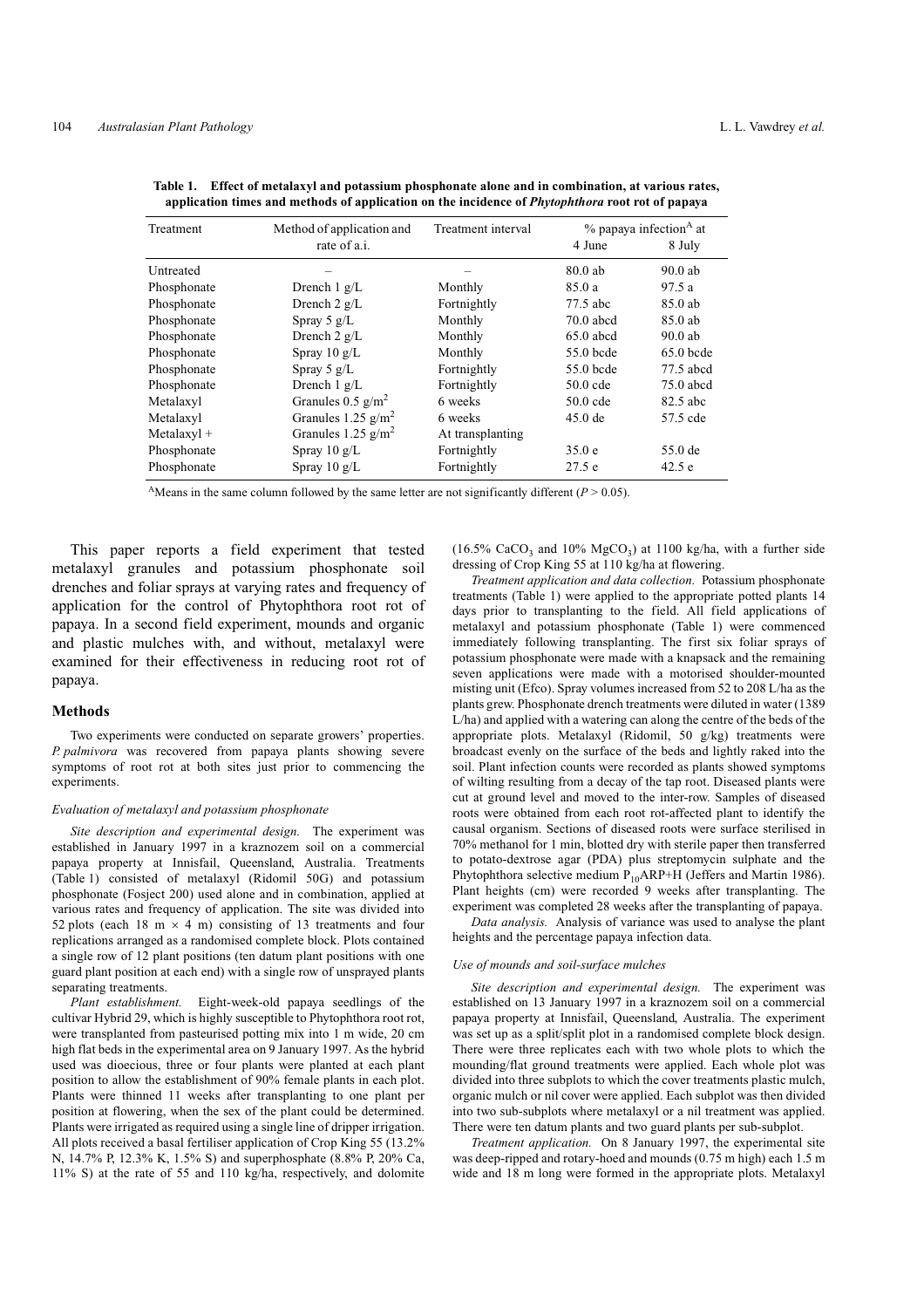**Table 1. Effect of metalaxyl and potassium phosphonate alone and in combination, at various rates, application times and methods of application on the incidence of *Phytophthora* root rot of papaya**

| Treatment | Method of application and rate of a.i. | Treatment interval | % papaya infection[A] at 4 June | 8 July |
|---|---|---|---|---|
| Untreated | – | – | 80.0 ab | 90.0 ab |
| Phosphonate | Drench 1 g/L | Monthly | 85.0 a | 97.5 a |
| Phosphonate | Drench 2 g/L | Fortnightly | 77.5 abc | 85.0 ab |
| Phosphonate | Spray 5 g/L | Monthly | 70.0 abcd | 85.0 ab |
| Phosphonate | Drench 2 g/L | Monthly | 65.0 abcd | 90.0 ab |
| Phosphonate | Spray 10 g/L | Monthly | 55.0 bcde | 65.0 bcde |
| Phosphonate | Spray 5 g/L | Fortnightly | 55.0 bcde | 77.5 abcd |
| Phosphonate | Drench 1 g/L | Fortnightly | 50.0 cde | 75.0 abcd |
| Metalaxyl | Granules 0.5 g/m$^2$ | 6 weeks | 50.0 cde | 82.5 abc |
| Metalaxyl | Granules 1.25 g/m$^2$ | 6 weeks | 45.0 de | 57.5 cde |
| Metalaxyl + | Granules 1.25 g/m$^2$ | At transplanting | | |
| Phosphonate | Spray 10 g/L | Fortnightly | 35.0 e | 55.0 de |
| Phosphonate | Spray 10 g/L | Fortnightly | 27.5 e | 42.5 e |

[A]Means in the same column followed by the same letter are not significantly different ($P > 0.05$).

This paper reports a field experiment that tested metalaxyl granules and potassium phosphonate soil drenches and foliar sprays at varying rates and frequency of application for the control of Phytophthora root rot of papaya. In a second field experiment, mounds and organic and plastic mulches with, and without, metalaxyl were examined for their effectiveness in reducing root rot of papaya.

## Methods

Two experiments were conducted on separate growers' properties. *P. palmivora* was recovered from papaya plants showing severe symptoms of root rot at both sites just prior to commencing the experiments.

### *Evaluation of metalaxyl and potassium phosphonate*

*Site description and experimental design.* The experiment was established in January 1997 in a kraznozem soil on a commercial papaya property at Innisfail, Queensland, Australia. Treatments (Table 1) consisted of metalaxyl (Ridomil 50G) and potassium phosphonate (Fosject 200) used alone and in combination, applied at various rates and frequency of application. The site was divided into 52 plots (each 18 m × 4 m) consisting of 13 treatments and four replications arranged as a randomised complete block. Plots contained a single row of 12 plant positions (ten datum plant positions with one guard plant position at each end) with a single row of unsprayed plants separating treatments.

*Plant establishment.* Eight-week-old papaya seedlings of the cultivar Hybrid 29, which is highly susceptible to Phytophthora root rot, were transplanted from pasteurised potting mix into 1 m wide, 20 cm high flat beds in the experimental area on 9 January 1997. As the hybrid used was dioecious, three or four plants were planted at each plant position to allow the establishment of 90% female plants in each plot. Plants were thinned 11 weeks after transplanting to one plant per position at flowering, when the sex of the plant could be determined. Plants were irrigated as required using a single line of dripper irrigation. All plots received a basal fertiliser application of Crop King 55 (13.2% N, 14.7% P, 12.3% K, 1.5% S) and superphosphate (8.8% P, 20% Ca, 11% S) at the rate of 55 and 110 kg/ha, respectively, and dolomite (16.5% $CaCO_3$ and 10% $MgCO_3$) at 1100 kg/ha, with a further side dressing of Crop King 55 at 110 kg/ha at flowering.

*Treatment application and data collection.* Potassium phosphonate treatments (Table 1) were applied to the appropriate potted plants 14 days prior to transplanting to the field. All field applications of metalaxyl and potassium phosphonate (Table 1) were commenced immediately following transplanting. The first six foliar sprays of potassium phosphonate were made with a knapsack and the remaining seven applications were made with a motorised shoulder-mounted misting unit (Efco). Spray volumes increased from 52 to 208 L/ha as the plants grew. Phosphonate drench treatments were diluted in water (1389 L/ha) and applied with a watering can along the centre of the beds of the appropriate plots. Metalaxyl (Ridomil, 50 g/kg) treatments were broadcast evenly on the surface of the beds and lightly raked into the soil. Plant infection counts were recorded as plants showed symptoms of wilting resulting from a decay of the tap root. Diseased plants were cut at ground level and moved to the inter-row. Samples of diseased roots were obtained from each root rot-affected plant to identify the causal organism. Sections of diseased roots were surface sterilised in 70% methanol for 1 min, blotted dry with sterile paper then transferred to potato-dextrose agar (PDA) plus streptomycin sulphate and the Phytophthora selective medium $P_{10}$ARP+H (Jeffers and Martin 1986). Plant heights (cm) were recorded 9 weeks after transplanting. The experiment was completed 28 weeks after the transplanting of papaya.

*Data analysis.* Analysis of variance was used to analyse the plant heights and the percentage papaya infection data.

### *Use of mounds and soil-surface mulches*

*Site description and experimental design.* The experiment was established on 13 January 1997 in a kraznozem soil on a commercial papaya property at Innisfail, Queensland, Australia. The experiment was set up as a split/split plot in a randomised complete block design. There were three replicates each with two whole plots to which the mounding/flat ground treatments were applied. Each whole plot was divided into three subplots to which the cover treatments plastic mulch, organic mulch or nil cover were applied. Each subplot was then divided into two sub-subplots where metalaxyl or a nil treatment was applied. There were ten datum plants and two guard plants per sub-subplot.

*Treatment application.* On 8 January 1997, the experimental site was deep-ripped and rotary-hoed and mounds (0.75 m high) each 1.5 m wide and 18 m long were formed in the appropriate plots. Metalaxyl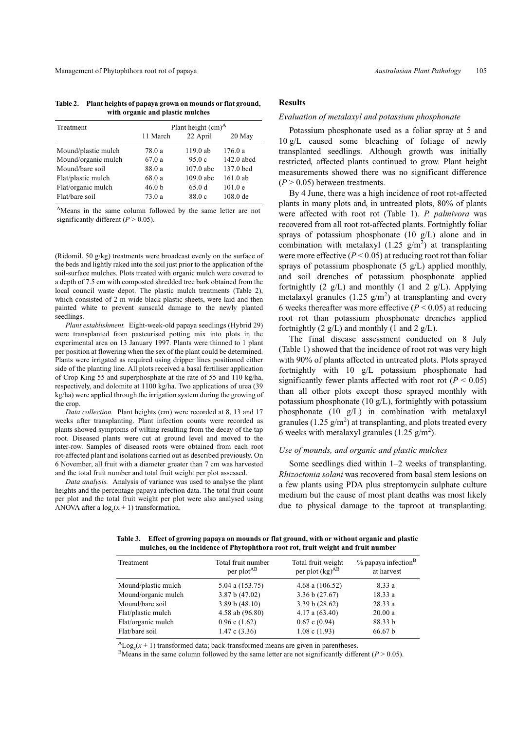**Table 2. Plant heights of papaya grown on mounds or flat ground, with organic and plastic mulches**

| Treatment | Plant height (cm)[A] | | |
|---|---|---|---|
| | 11 March | 22 April | 20 May |
| Mound/plastic mulch | 78.0 a | 119.0 ab | 176.0 a |
| Mound/organic mulch | 67.0 a | 95.0 c | 142.0 abcd |
| Mound/bare soil | 88.0 a | 107.0 abc | 137.0 bcd |
| Flat/plastic mulch | 68.0 a | 109.0 abc | 161.0 ab |
| Flat/organic mulch | 46.0 b | 65.0 d | 101.0 e |
| Flat/bare soil | 73.0 a | 88.0 c | 108.0 de |

[A]Means in the same column followed by the same letter are not significantly different ($P > 0.05$).

(Ridomil, 50 g/kg) treatments were broadcast evenly on the surface of the beds and lightly raked into the soil just prior to the application of the soil-surface mulches. Plots treated with organic mulch were covered to a depth of 7.5 cm with composted shredded tree bark obtained from the local council waste depot. The plastic mulch treatments (Table 2), which consisted of 2 m wide black plastic sheets, were laid and then painted white to prevent sunscald damage to the newly planted seedlings.

*Plant establishment.* Eight-week-old papaya seedlings (Hybrid 29) were transplanted from pasteurised potting mix into plots in the experimental area on 13 January 1997. Plants were thinned to 1 plant per position at flowering when the sex of the plant could be determined. Plants were irrigated as required using dripper lines positioned either side of the planting line. All plots received a basal fertiliser application of Crop King 55 and superphosphate at the rate of 55 and 110 kg/ha, respectively, and dolomite at 1100 kg/ha. Two applications of urea (39 kg/ha) were applied through the irrigation system during the growing of the crop.

*Data collection.* Plant heights (cm) were recorded at 8, 13 and 17 weeks after transplanting. Plant infection counts were recorded as plants showed symptoms of wilting resulting from the decay of the tap root. Diseased plants were cut at ground level and moved to the inter-row. Samples of diseased roots were obtained from each root rot-affected plant and isolations carried out as described previously. On 6 November, all fruit with a diameter greater than 7 cm was harvested and the total fruit number and total fruit weight per plot assessed.

*Data analysis.* Analysis of variance was used to analyse the plant heights and the percentage papaya infection data. The total fruit count per plot and the total fruit weight per plot were also analysed using ANOVA after a $\log_e(x + 1)$ transformation.

## Results

### Evaluation of metalaxyl and potassium phosphonate

Potassium phosphonate used as a foliar spray at 5 and 10 g/L caused some bleaching of foliage of newly transplanted seedlings. Although growth was initially restricted, affected plants continued to grow. Plant height measurements showed there was no significant difference ($P > 0.05$) between treatments.

By 4 June, there was a high incidence of root rot-affected plants in many plots and, in untreated plots, 80% of plants were affected with root rot (Table 1). *P. palmivora* was recovered from all root rot-affected plants. Fortnightly foliar sprays of potassium phosphonate (10 g/L) alone and in combination with metalaxyl (1.25 g/m$^2$) at transplanting were more effective ($P < 0.05$) at reducing root rot than foliar sprays of potassium phosphonate (5 g/L) applied monthly, and soil drenches of potassium phosphonate applied fortnightly (2 g/L) and monthly (1 and 2 g/L). Applying metalaxyl granules (1.25 g/m$^2$) at transplanting and every 6 weeks thereafter was more effective ($P < 0.05$) at reducing root rot than potassium phosphonate drenches applied fortnightly (2 g/L) and monthly (1 and 2 g/L).

The final disease assessment conducted on 8 July (Table 1) showed that the incidence of root rot was very high with 90% of plants affected in untreated plots. Plots sprayed fortnightly with 10 g/L potassium phosphonate had significantly fewer plants affected with root rot ($P < 0.05$) than all other plots except those sprayed monthly with potassium phosphonate (10 g/L), fortnightly with potassium phosphonate (10 g/L) in combination with metalaxyl granules (1.25 g/m$^2$) at transplanting, and plots treated every 6 weeks with metalaxyl granules (1.25 g/m$^2$).

### Use of mounds, and organic and plastic mulches

Some seedlings died within 1–2 weeks of transplanting. *Rhizoctonia solani* was recovered from basal stem lesions on a few plants using PDA plus streptomycin sulphate culture medium but the cause of most plant deaths was most likely due to physical damage to the taproot at transplanting.

**Table 3. Effect of growing papaya on mounds or flat ground, with or without organic and plastic mulches, on the incidence of Phytophthora root rot, fruit weight and fruit number**

| Treatment | Total fruit number per plot[AB] | Total fruit weight per plot (kg)[AB] | % papaya infection[B] at harvest |
|---|---|---|---|
| Mound/plastic mulch | 5.04 a (153.75) | 4.68 a (106.52) | 8.33 a |
| Mound/organic mulch | 3.87 b (47.02) | 3.36 b (27.67) | 18.33 a |
| Mound/bare soil | 3.89 b (48.10) | 3.39 b (28.62) | 28.33 a |
| Flat/plastic mulch | 4.58 ab (96.80) | 4.17 a (63.40) | 20.00 a |
| Flat/organic mulch | 0.96 c (1.62) | 0.67 c (0.94) | 88.33 b |
| Flat/bare soil | 1.47 c (3.36) | 1.08 c (1.93) | 66.67 b |

[A]$\text{Log}_e(x + 1)$ transformed data; back-transformed means are given in parentheses.

[B]Means in the same column followed by the same letter are not significantly different ($P > 0.05$).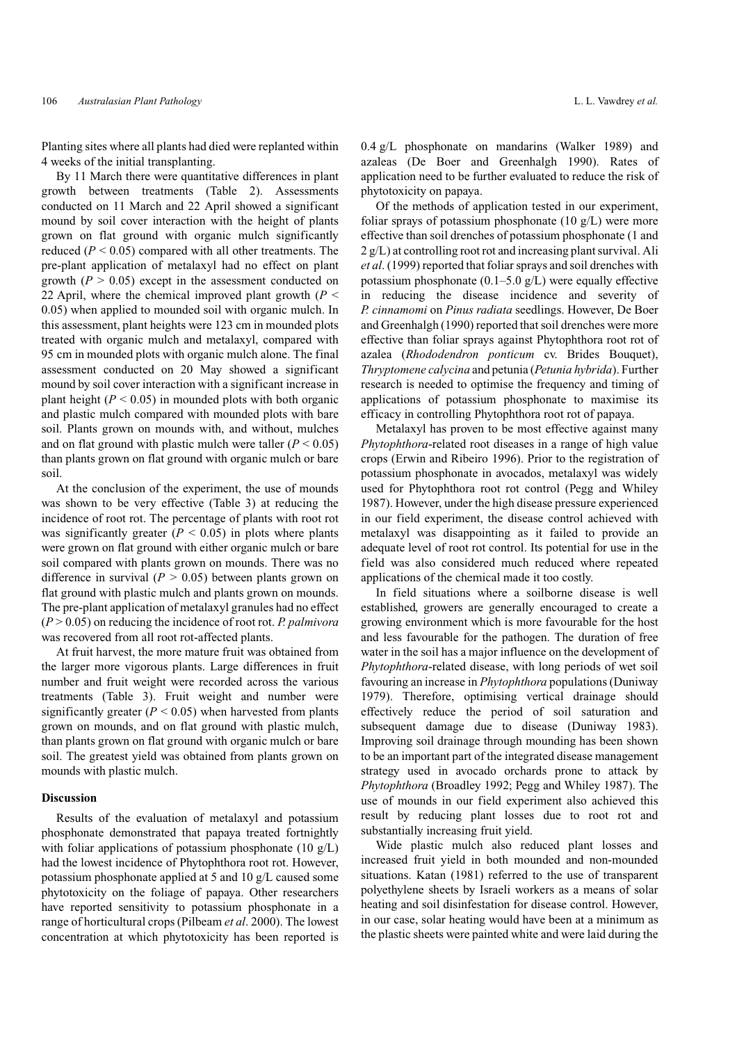Planting sites where all plants had died were replanted within 4 weeks of the initial transplanting.

By 11 March there were quantitative differences in plant growth between treatments (Table 2). Assessments conducted on 11 March and 22 April showed a significant mound by soil cover interaction with the height of plants grown on flat ground with organic mulch significantly reduced ($P < 0.05$) compared with all other treatments. The pre-plant application of metalaxyl had no effect on plant growth ($P > 0.05$) except in the assessment conducted on 22 April, where the chemical improved plant growth ($P < 0.05$) when applied to mounded soil with organic mulch. In this assessment, plant heights were 123 cm in mounded plots treated with organic mulch and metalaxyl, compared with 95 cm in mounded plots with organic mulch alone. The final assessment conducted on 20 May showed a significant mound by soil cover interaction with a significant increase in plant height ($P < 0.05$) in mounded plots with both organic and plastic mulch compared with mounded plots with bare soil. Plants grown on mounds with, and without, mulches and on flat ground with plastic mulch were taller ($P < 0.05$) than plants grown on flat ground with organic mulch or bare soil.

At the conclusion of the experiment, the use of mounds was shown to be very effective (Table 3) at reducing the incidence of root rot. The percentage of plants with root rot was significantly greater ($P < 0.05$) in plots where plants were grown on flat ground with either organic mulch or bare soil compared with plants grown on mounds. There was no difference in survival ($P > 0.05$) between plants grown on flat ground with plastic mulch and plants grown on mounds. The pre-plant application of metalaxyl granules had no effect ($P > 0.05$) on reducing the incidence of root rot. *P. palmivora* was recovered from all root rot-affected plants.

At fruit harvest, the more mature fruit was obtained from the larger more vigorous plants. Large differences in fruit number and fruit weight were recorded across the various treatments (Table 3). Fruit weight and number were significantly greater ($P < 0.05$) when harvested from plants grown on mounds, and on flat ground with plastic mulch, than plants grown on flat ground with organic mulch or bare soil. The greatest yield was obtained from plants grown on mounds with plastic mulch.

### Discussion

Results of the evaluation of metalaxyl and potassium phosphonate demonstrated that papaya treated fortnightly with foliar applications of potassium phosphonate (10 g/L) had the lowest incidence of Phytophthora root rot. However, potassium phosphonate applied at 5 and 10 g/L caused some phytotoxicity on the foliage of papaya. Other researchers have reported sensitivity to potassium phosphonate in a range of horticultural crops (Pilbeam *et al*. 2000). The lowest concentration at which phytotoxicity has been reported is 0.4 g/L phosphonate on mandarins (Walker 1989) and azaleas (De Boer and Greenhalgh 1990). Rates of application need to be further evaluated to reduce the risk of phytotoxicity on papaya.

Of the methods of application tested in our experiment, foliar sprays of potassium phosphonate (10 g/L) were more effective than soil drenches of potassium phosphonate (1 and 2 g/L) at controlling root rot and increasing plant survival. Ali *et al*. (1999) reported that foliar sprays and soil drenches with potassium phosphonate (0.1–5.0 g/L) were equally effective in reducing the disease incidence and severity of *P. cinnamomi* on *Pinus radiata* seedlings. However, De Boer and Greenhalgh (1990) reported that soil drenches were more effective than foliar sprays against Phytophthora root rot of azalea (*Rhododendron ponticum* cv. Brides Bouquet), *Thryptomene calycina* and petunia (*Petunia hybrida*). Further research is needed to optimise the frequency and timing of applications of potassium phosphonate to maximise its efficacy in controlling Phytophthora root rot of papaya.

Metalaxyl has proven to be most effective against many *Phytophthora*-related root diseases in a range of high value crops (Erwin and Ribeiro 1996). Prior to the registration of potassium phosphonate in avocados, metalaxyl was widely used for Phytophthora root rot control (Pegg and Whiley 1987). However, under the high disease pressure experienced in our field experiment, the disease control achieved with metalaxyl was disappointing as it failed to provide an adequate level of root rot control. Its potential for use in the field was also considered much reduced where repeated applications of the chemical made it too costly.

In field situations where a soilborne disease is well established, growers are generally encouraged to create a growing environment which is more favourable for the host and less favourable for the pathogen. The duration of free water in the soil has a major influence on the development of *Phytophthora*-related disease, with long periods of wet soil favouring an increase in *Phytophthora* populations (Duniway 1979). Therefore, optimising vertical drainage should effectively reduce the period of soil saturation and subsequent damage due to disease (Duniway 1983). Improving soil drainage through mounding has been shown to be an important part of the integrated disease management strategy used in avocado orchards prone to attack by *Phytophthora* (Broadley 1992; Pegg and Whiley 1987). The use of mounds in our field experiment also achieved this result by reducing plant losses due to root rot and substantially increasing fruit yield.

Wide plastic mulch also reduced plant losses and increased fruit yield in both mounded and non-mounded situations. Katan (1981) referred to the use of transparent polyethylene sheets by Israeli workers as a means of solar heating and soil disinfestation for disease control. However, in our case, solar heating would have been at a minimum as the plastic sheets were painted white and were laid during the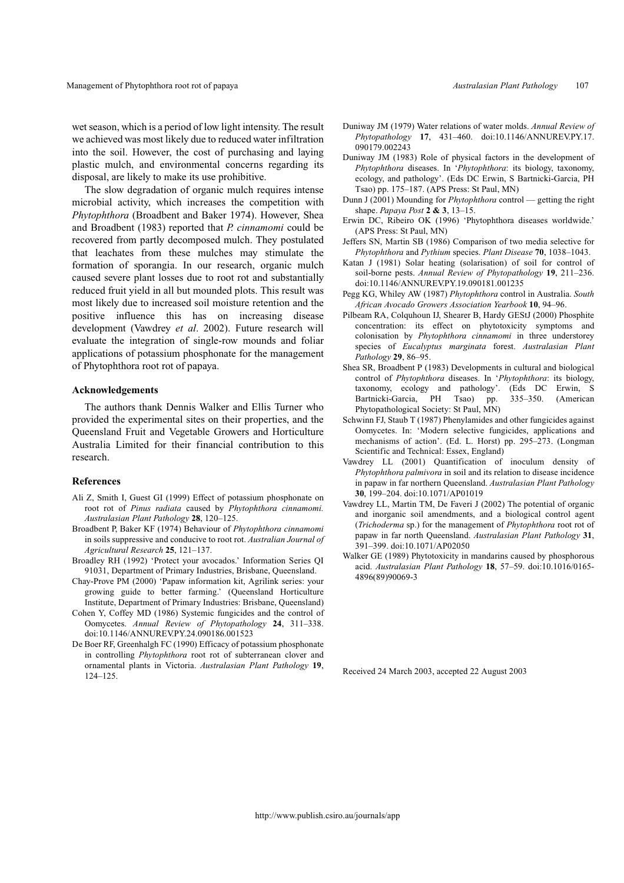wet season, which is a period of low light intensity. The result we achieved was most likely due to reduced water infiltration into the soil. However, the cost of purchasing and laying plastic mulch, and environmental concerns regarding its disposal, are likely to make its use prohibitive.

The slow degradation of organic mulch requires intense microbial activity, which increases the competition with *Phytophthora* (Broadbent and Baker 1974). However, Shea and Broadbent (1983) reported that *P. cinnamomi* could be recovered from partly decomposed mulch. They postulated that leachates from these mulches may stimulate the formation of sporangia. In our research, organic mulch caused severe plant losses due to root rot and substantially reduced fruit yield in all but mounded plots. This result was most likely due to increased soil moisture retention and the positive influence this has on increasing disease development (Vawdrey *et al*. 2002). Future research will evaluate the integration of single-row mounds and foliar applications of potassium phosphonate for the management of Phytophthora root rot of papaya.

### Acknowledgements

The authors thank Dennis Walker and Ellis Turner who provided the experimental sites on their properties, and the Queensland Fruit and Vegetable Growers and Horticulture Australia Limited for their financial contribution to this research.

### References

Ali Z, Smith I, Guest GI (1999) Effect of potassium phosphonate on root rot of *Pinus radiata* caused by *Phytophthora cinnamomi*. *Australasian Plant Pathology* **28**, 120–125.

Broadbent P, Baker KF (1974) Behaviour of *Phytophthora cinnamomi* in soils suppressive and conducive to root rot. *Australian Journal of Agricultural Research* **25**, 121–137.

Broadley RH (1992) 'Protect your avocados.' Information Series QI 91031, Department of Primary Industries, Brisbane, Queensland.

Chay-Prove PM (2000) 'Papaw information kit, Agrilink series: your growing guide to better farming.' (Queensland Horticulture Institute, Department of Primary Industries: Brisbane, Queensland)

Cohen Y, Coffey MD (1986) Systemic fungicides and the control of Oomycetes. *Annual Review of Phytopathology* **24**, 311–338. doi:10.1146/ANNUREV.PY.24.090186.001523

De Boer RF, Greenhalgh FC (1990) Efficacy of potassium phosphonate in controlling *Phytophthora* root rot of subterranean clover and ornamental plants in Victoria. *Australasian Plant Pathology* **19**, 124–125.

Duniway JM (1979) Water relations of water molds. *Annual Review of Phytopathology* **17**, 431–460. doi:10.1146/ANNUREV.PY.17.090179.002243

Duniway JM (1983) Role of physical factors in the development of *Phytophthora* diseases. In '*Phytophthora*: its biology, taxonomy, ecology, and pathology'. (Eds DC Erwin, S Bartnicki-Garcia, PH Tsao) pp. 175–187. (APS Press: St Paul, MN)

Dunn J (2001) Mounding for *Phytophthora* control — getting the right shape. *Papaya Post* **2 & 3**, 13–15.

Erwin DC, Ribeiro OK (1996) 'Phytophthora diseases worldwide.' (APS Press: St Paul, MN)

Jeffers SN, Martin SB (1986) Comparison of two media selective for *Phytophthora* and *Pythium* species. *Plant Disease* **70**, 1038–1043.

Katan J (1981) Solar heating (solarisation) of soil for control of soil-borne pests. *Annual Review of Phytopathology* **19**, 211–236. doi:10.1146/ANNUREV.PY.19.090181.001235

Pegg KG, Whiley AW (1987) *Phytophthora* control in Australia. *South African Avocado Growers Association Yearbook* **10**, 94–96.

Pilbeam RA, Colquhoun IJ, Shearer B, Hardy GEStJ (2000) Phosphite concentration: its effect on phytotoxicity symptoms and colonisation by *Phytophthora cinnamomi* in three understorey species of *Eucalyptus marginata* forest. *Australasian Plant Pathology* **29**, 86–95.

Shea SR, Broadbent P (1983) Developments in cultural and biological control of *Phytophthora* diseases. In '*Phytophthora*: its biology, taxonomy, ecology and pathology'. (Eds DC Erwin, S Bartnicki-Garcia, PH Tsao) pp. 335–350. (American Phytopathological Society: St Paul, MN)

Schwinn FJ, Staub T (1987) Phenylamides and other fungicides against Oomycetes. In: 'Modern selective fungicides, applications and mechanisms of action'. (Ed. L. Horst) pp. 295–273. (Longman Scientific and Technical: Essex, England)

Vawdrey LL (2001) Quantification of inoculum density of *Phytophthora palmivora* in soil and its relation to disease incidence in papaw in far northern Queensland. *Australasian Plant Pathology* **30**, 199–204. doi:10.1071/AP01019

Vawdrey LL, Martin TM, De Faveri J (2002) The potential of organic and inorganic soil amendments, and a biological control agent (*Trichoderma* sp.) for the management of *Phytophthora* root rot of papaw in far north Queensland. *Australasian Plant Pathology* **31**, 391–399. doi:10.1071/AP02050

Walker GE (1989) Phytotoxicity in mandarins caused by phosphorous acid. *Australasian Plant Pathology* **18**, 57–59. doi:10.1016/0165-4896(89)90069-3

Received 24 March 2003, accepted 22 August 2003